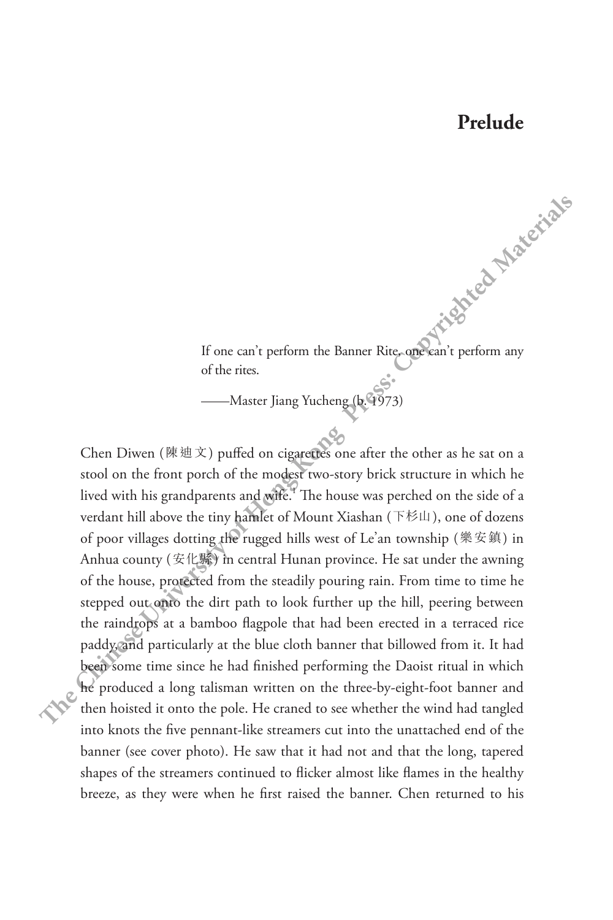# Prelude

> If one can't perform the Banner Rite, one can't perform any of the rites.
>
> ——Master Jiang Yucheng (b. 1973)

Chen Diwen (陳迪文) puffed on cigarettes one after the other as he sat on a stool on the front porch of the modest two-story brick structure in which he lived with his grandparents and wife.[1] The house was perched on the side of a verdant hill above the tiny hamlet of Mount Xiashan (下杉山), one of dozens of poor villages dotting the rugged hills west of Le'an township (樂安鎮) in Anhua county (安化縣) in central Hunan province. He sat under the awning of the house, protected from the steadily pouring rain. From time to time he stepped out onto the dirt path to look further up the hill, peering between the raindrops at a bamboo flagpole that had been erected in a terraced rice paddy, and particularly at the blue cloth banner that billowed from it. It had been some time since he had finished performing the Daoist ritual in which he produced a long talisman written on the three-by-eight-foot banner and then hoisted it onto the pole. He craned to see whether the wind had tangled into knots the five pennant-like streamers cut into the unattached end of the banner (see cover photo). He saw that it had not and that the long, tapered shapes of the streamers continued to flicker almost like flames in the healthy breeze, as they were when he first raised the banner. Chen returned to his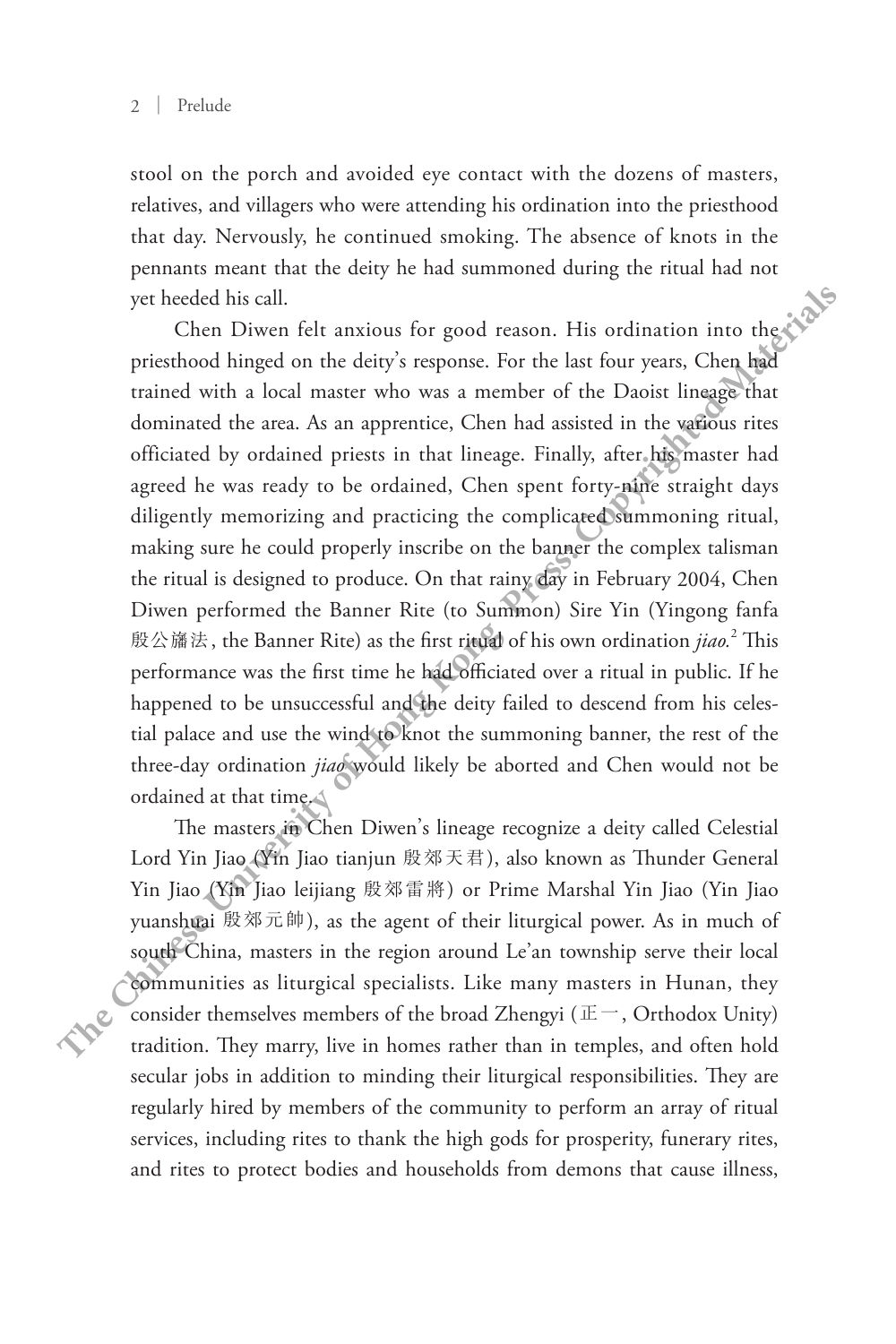stool on the porch and avoided eye contact with the dozens of masters, relatives, and villagers who were attending his ordination into the priesthood that day. Nervously, he continued smoking. The absence of knots in the pennants meant that the deity he had summoned during the ritual had not yet heeded his call.

Chen Diwen felt anxious for good reason. His ordination into the priesthood hinged on the deity's response. For the last four years, Chen had trained with a local master who was a member of the Daoist lineage that dominated the area. As an apprentice, Chen had assisted in the various rites officiated by ordained priests in that lineage. Finally, after his master had agreed he was ready to be ordained, Chen spent forty-nine straight days diligently memorizing and practicing the complicated summoning ritual, making sure he could properly inscribe on the banner the complex talisman the ritual is designed to produce. On that rainy day in February 2004, Chen Diwen performed the Banner Rite (to Summon) Sire Yin (Yingong fanfa 殷公旛法, the Banner Rite) as the first ritual of his own ordination *jiao*.[2] This performance was the first time he had officiated over a ritual in public. If he happened to be unsuccessful and the deity failed to descend from his celestial palace and use the wind to knot the summoning banner, the rest of the three-day ordination *jiao* would likely be aborted and Chen would not be ordained at that time.

The masters in Chen Diwen's lineage recognize a deity called Celestial Lord Yin Jiao (Yin Jiao tianjun 殷郊天君), also known as Thunder General Yin Jiao (Yin Jiao leijiang 殷郊雷將) or Prime Marshal Yin Jiao (Yin Jiao yuanshuai 殷郊元帥), as the agent of their liturgical power. As in much of south China, masters in the region around Le'an township serve their local communities as liturgical specialists. Like many masters in Hunan, they consider themselves members of the broad Zhengyi (正一, Orthodox Unity) tradition. They marry, live in homes rather than in temples, and often hold secular jobs in addition to minding their liturgical responsibilities. They are regularly hired by members of the community to perform an array of ritual services, including rites to thank the high gods for prosperity, funerary rites, and rites to protect bodies and households from demons that cause illness,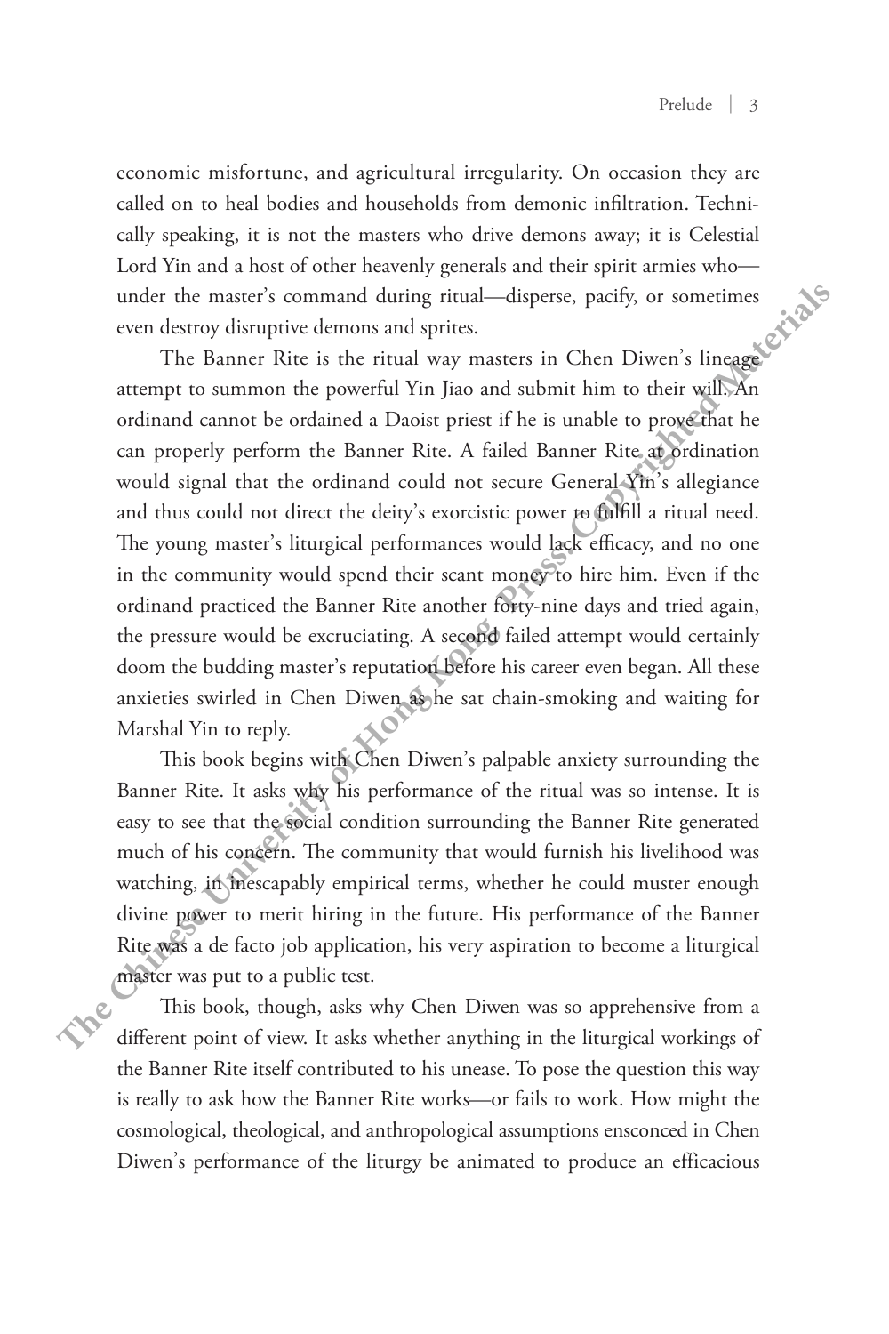economic misfortune, and agricultural irregularity. On occasion they are called on to heal bodies and households from demonic infiltration. Technically speaking, it is not the masters who drive demons away; it is Celestial Lord Yin and a host of other heavenly generals and their spirit armies who—under the master's command during ritual—disperse, pacify, or sometimes even destroy disruptive demons and sprites.

The Banner Rite is the ritual way masters in Chen Diwen's lineage attempt to summon the powerful Yin Jiao and submit him to their will. An ordinand cannot be ordained a Daoist priest if he is unable to prove that he can properly perform the Banner Rite. A failed Banner Rite at ordination would signal that the ordinand could not secure General Yin's allegiance and thus could not direct the deity's exorcistic power to fulfill a ritual need. The young master's liturgical performances would lack efficacy, and no one in the community would spend their scant money to hire him. Even if the ordinand practiced the Banner Rite another forty-nine days and tried again, the pressure would be excruciating. A second failed attempt would certainly doom the budding master's reputation before his career even began. All these anxieties swirled in Chen Diwen as he sat chain-smoking and waiting for Marshal Yin to reply.

This book begins with Chen Diwen's palpable anxiety surrounding the Banner Rite. It asks why his performance of the ritual was so intense. It is easy to see that the social condition surrounding the Banner Rite generated much of his concern. The community that would furnish his livelihood was watching, in inescapably empirical terms, whether he could muster enough divine power to merit hiring in the future. His performance of the Banner Rite was a de facto job application, his very aspiration to become a liturgical master was put to a public test.

This book, though, asks why Chen Diwen was so apprehensive from a different point of view. It asks whether anything in the liturgical workings of the Banner Rite itself contributed to his unease. To pose the question this way is really to ask how the Banner Rite works—or fails to work. How might the cosmological, theological, and anthropological assumptions ensconced in Chen Diwen's performance of the liturgy be animated to produce an efficacious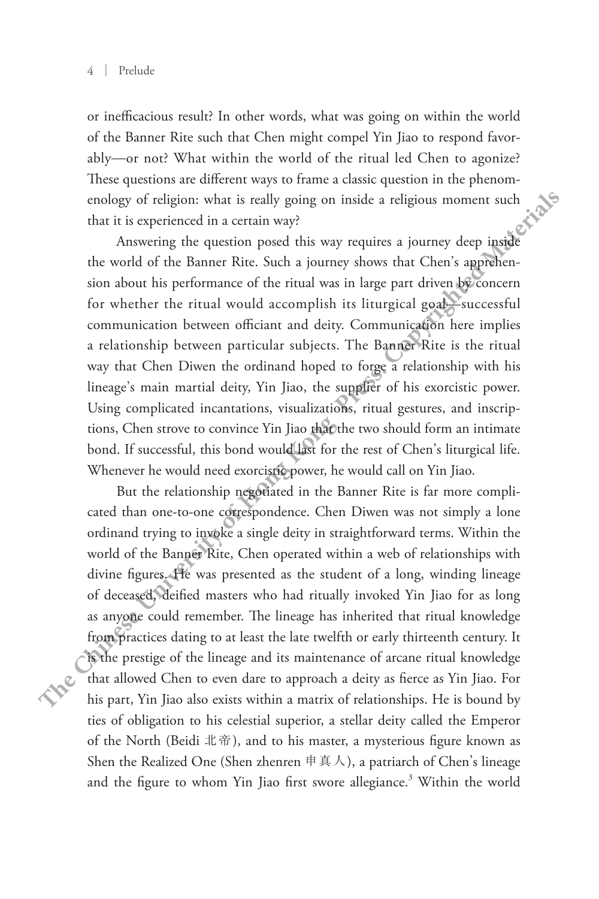or inefficacious result? In other words, what was going on within the world of the Banner Rite such that Chen might compel Yin Jiao to respond favorably—or not? What within the world of the ritual led Chen to agonize? These questions are different ways to frame a classic question in the phenomenology of religion: what is really going on inside a religious moment such that it is experienced in a certain way?

Answering the question posed this way requires a journey deep inside the world of the Banner Rite. Such a journey shows that Chen's apprehension about his performance of the ritual was in large part driven by concern for whether the ritual would accomplish its liturgical goal—successful communication between officiant and deity. Communication here implies a relationship between particular subjects. The Banner Rite is the ritual way that Chen Diwen the ordinand hoped to forge a relationship with his lineage's main martial deity, Yin Jiao, the supplier of his exorcistic power. Using complicated incantations, visualizations, ritual gestures, and inscriptions, Chen strove to convince Yin Jiao that the two should form an intimate bond. If successful, this bond would last for the rest of Chen's liturgical life. Whenever he would need exorcistic power, he would call on Yin Jiao.

But the relationship negotiated in the Banner Rite is far more complicated than one-to-one correspondence. Chen Diwen was not simply a lone ordinand trying to invoke a single deity in straightforward terms. Within the world of the Banner Rite, Chen operated within a web of relationships with divine figures. He was presented as the student of a long, winding lineage of deceased, deified masters who had ritually invoked Yin Jiao for as long as anyone could remember. The lineage has inherited that ritual knowledge from practices dating to at least the late twelfth or early thirteenth century. It is the prestige of the lineage and its maintenance of arcane ritual knowledge that allowed Chen to even dare to approach a deity as fierce as Yin Jiao. For his part, Yin Jiao also exists within a matrix of relationships. He is bound by ties of obligation to his celestial superior, a stellar deity called the Emperor of the North (Beidi 北帝), and to his master, a mysterious figure known as Shen the Realized One (Shen zhenren 申真人), a patriarch of Chen's lineage and the figure to whom Yin Jiao first swore allegiance.[3] Within the world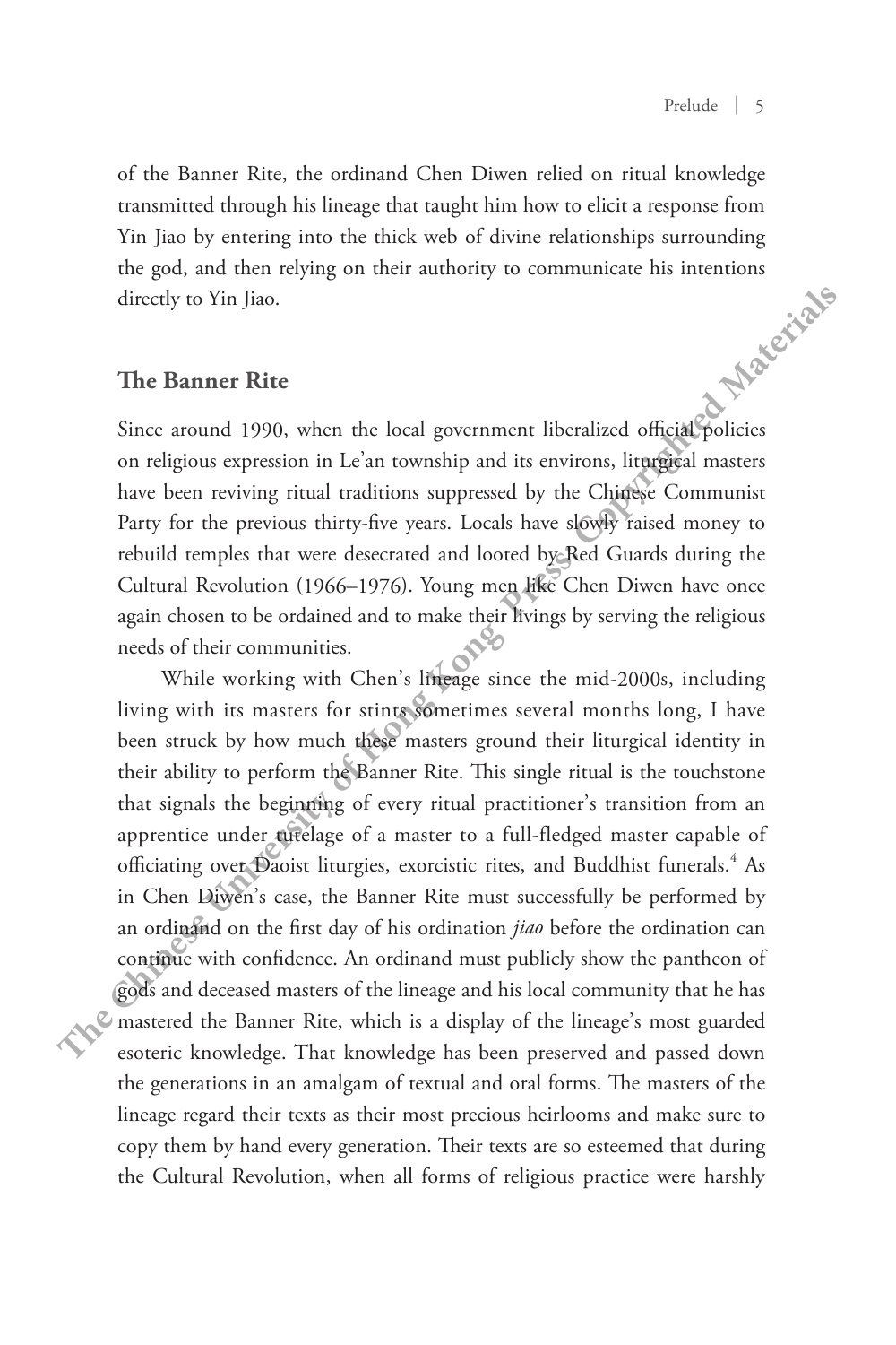of the Banner Rite, the ordinand Chen Diwen relied on ritual knowledge transmitted through his lineage that taught him how to elicit a response from Yin Jiao by entering into the thick web of divine relationships surrounding the god, and then relying on their authority to communicate his intentions directly to Yin Jiao.

## The Banner Rite

Since around 1990, when the local government liberalized official policies on religious expression in Le'an township and its environs, liturgical masters have been reviving ritual traditions suppressed by the Chinese Communist Party for the previous thirty-five years. Locals have slowly raised money to rebuild temples that were desecrated and looted by Red Guards during the Cultural Revolution (1966–1976). Young men like Chen Diwen have once again chosen to be ordained and to make their livings by serving the religious needs of their communities.

While working with Chen's lineage since the mid-2000s, including living with its masters for stints sometimes several months long, I have been struck by how much these masters ground their liturgical identity in their ability to perform the Banner Rite. This single ritual is the touchstone that signals the beginning of every ritual practitioner's transition from an apprentice under tutelage of a master to a full-fledged master capable of officiating over Daoist liturgies, exorcistic rites, and Buddhist funerals.[4] As in Chen Diwen's case, the Banner Rite must successfully be performed by an ordinand on the first day of his ordination *jiao* before the ordination can continue with confidence. An ordinand must publicly show the pantheon of gods and deceased masters of the lineage and his local community that he has mastered the Banner Rite, which is a display of the lineage's most guarded esoteric knowledge. That knowledge has been preserved and passed down the generations in an amalgam of textual and oral forms. The masters of the lineage regard their texts as their most precious heirlooms and make sure to copy them by hand every generation. Their texts are so esteemed that during the Cultural Revolution, when all forms of religious practice were harshly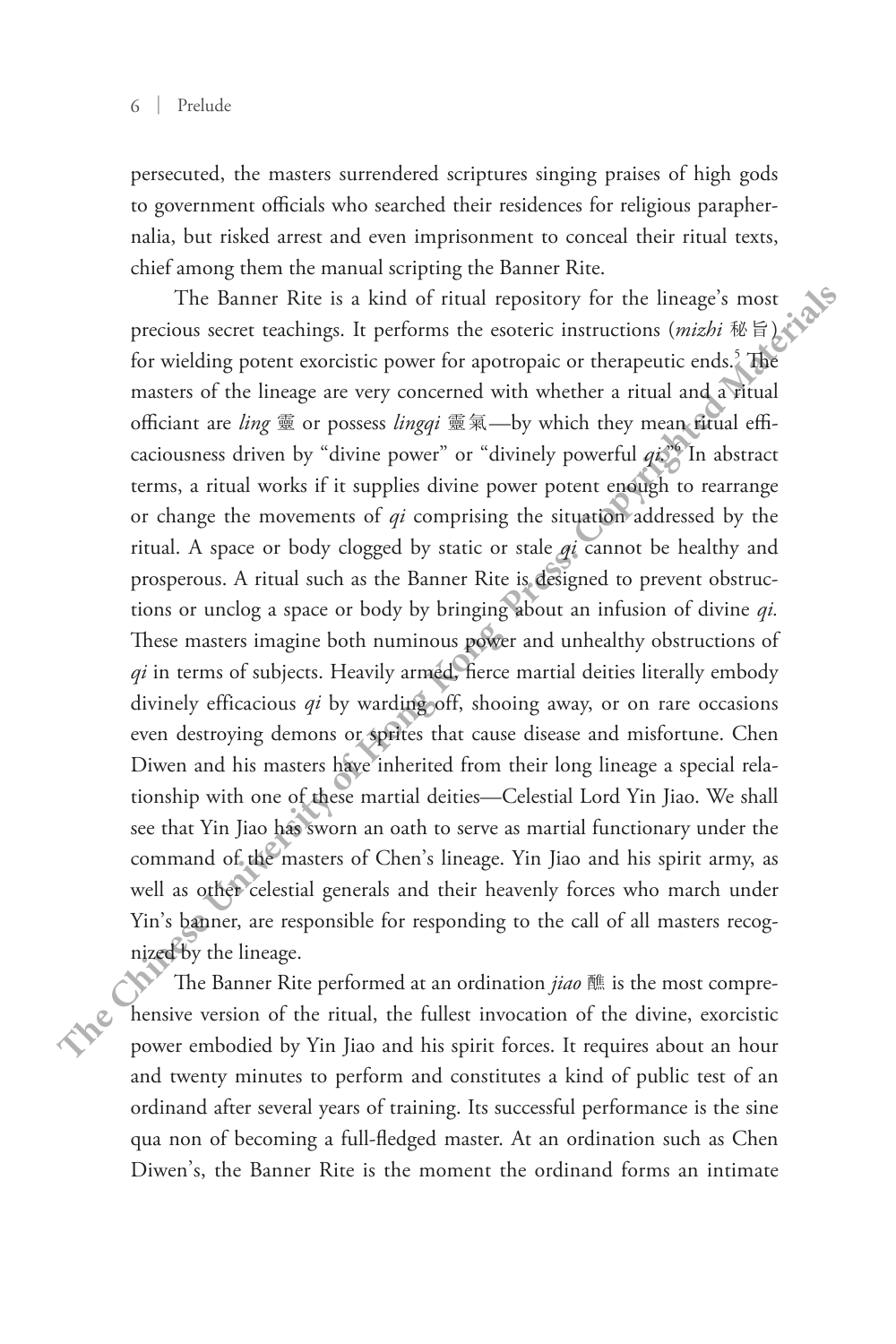persecuted, the masters surrendered scriptures singing praises of high gods to government officials who searched their residences for religious paraphernalia, but risked arrest and even imprisonment to conceal their ritual texts, chief among them the manual scripting the Banner Rite.

The Banner Rite is a kind of ritual repository for the lineage's most precious secret teachings. It performs the esoteric instructions (*mizhi* 秘旨) for wielding potent exorcistic power for apotropaic or therapeutic ends.[5] The masters of the lineage are very concerned with whether a ritual and a ritual officiant are *ling* 靈 or possess *lingqi* 靈氣—by which they mean ritual efficaciousness driven by "divine power" or "divinely powerful *qi*."[6] In abstract terms, a ritual works if it supplies divine power potent enough to rearrange or change the movements of *qi* comprising the situation addressed by the ritual. A space or body clogged by static or stale *qi* cannot be healthy and prosperous. A ritual such as the Banner Rite is designed to prevent obstructions or unclog a space or body by bringing about an infusion of divine *qi.* These masters imagine both numinous power and unhealthy obstructions of *qi* in terms of subjects. Heavily armed, fierce martial deities literally embody divinely efficacious *qi* by warding off, shooing away, or on rare occasions even destroying demons or sprites that cause disease and misfortune. Chen Diwen and his masters have inherited from their long lineage a special relationship with one of these martial deities—Celestial Lord Yin Jiao. We shall see that Yin Jiao has sworn an oath to serve as martial functionary under the command of the masters of Chen's lineage. Yin Jiao and his spirit army, as well as other celestial generals and their heavenly forces who march under Yin's banner, are responsible for responding to the call of all masters recognized by the lineage.

The Banner Rite performed at an ordination *jiao* 醮 is the most comprehensive version of the ritual, the fullest invocation of the divine, exorcistic power embodied by Yin Jiao and his spirit forces. It requires about an hour and twenty minutes to perform and constitutes a kind of public test of an ordinand after several years of training. Its successful performance is the sine qua non of becoming a full-fledged master. At an ordination such as Chen Diwen's, the Banner Rite is the moment the ordinand forms an intimate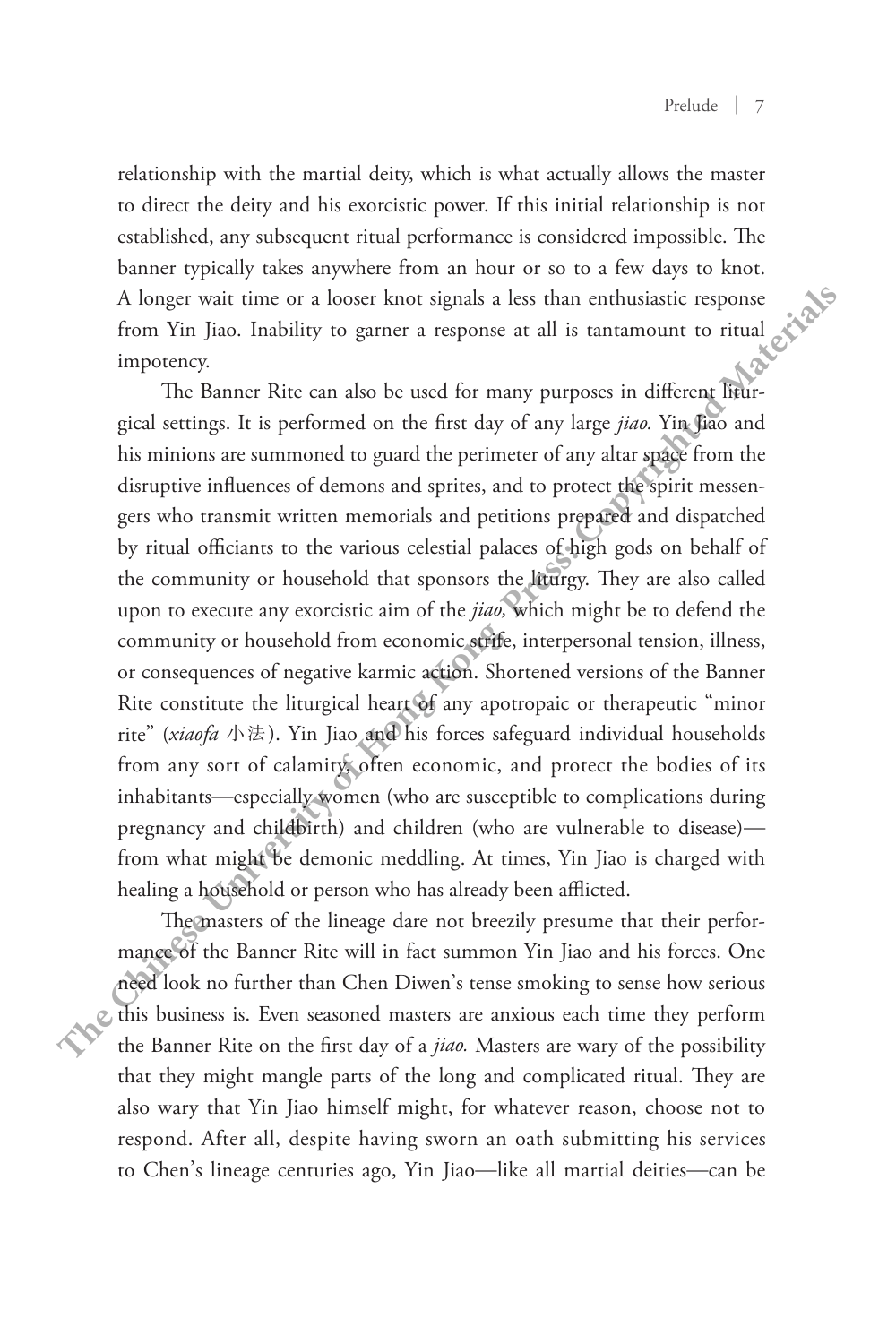relationship with the martial deity, which is what actually allows the master to direct the deity and his exorcistic power. If this initial relationship is not established, any subsequent ritual performance is considered impossible. The banner typically takes anywhere from an hour or so to a few days to knot. A longer wait time or a looser knot signals a less than enthusiastic response from Yin Jiao. Inability to garner a response at all is tantamount to ritual impotency.

The Banner Rite can also be used for many purposes in different liturgical settings. It is performed on the first day of any large *jiao.* Yin Jiao and his minions are summoned to guard the perimeter of any altar space from the disruptive influences of demons and sprites, and to protect the spirit messengers who transmit written memorials and petitions prepared and dispatched by ritual officiants to the various celestial palaces of high gods on behalf of the community or household that sponsors the liturgy. They are also called upon to execute any exorcistic aim of the *jiao,* which might be to defend the community or household from economic strife, interpersonal tension, illness, or consequences of negative karmic action. Shortened versions of the Banner Rite constitute the liturgical heart of any apotropaic or therapeutic "minor rite" (*xiaofa* 小法). Yin Jiao and his forces safeguard individual households from any sort of calamity, often economic, and protect the bodies of its inhabitants—especially women (who are susceptible to complications during pregnancy and childbirth) and children (who are vulnerable to disease)—from what might be demonic meddling. At times, Yin Jiao is charged with healing a household or person who has already been afflicted.

The masters of the lineage dare not breezily presume that their performance of the Banner Rite will in fact summon Yin Jiao and his forces. One need look no further than Chen Diwen's tense smoking to sense how serious this business is. Even seasoned masters are anxious each time they perform the Banner Rite on the first day of a *jiao.* Masters are wary of the possibility that they might mangle parts of the long and complicated ritual. They are also wary that Yin Jiao himself might, for whatever reason, choose not to respond. After all, despite having sworn an oath submitting his services to Chen's lineage centuries ago, Yin Jiao—like all martial deities—can be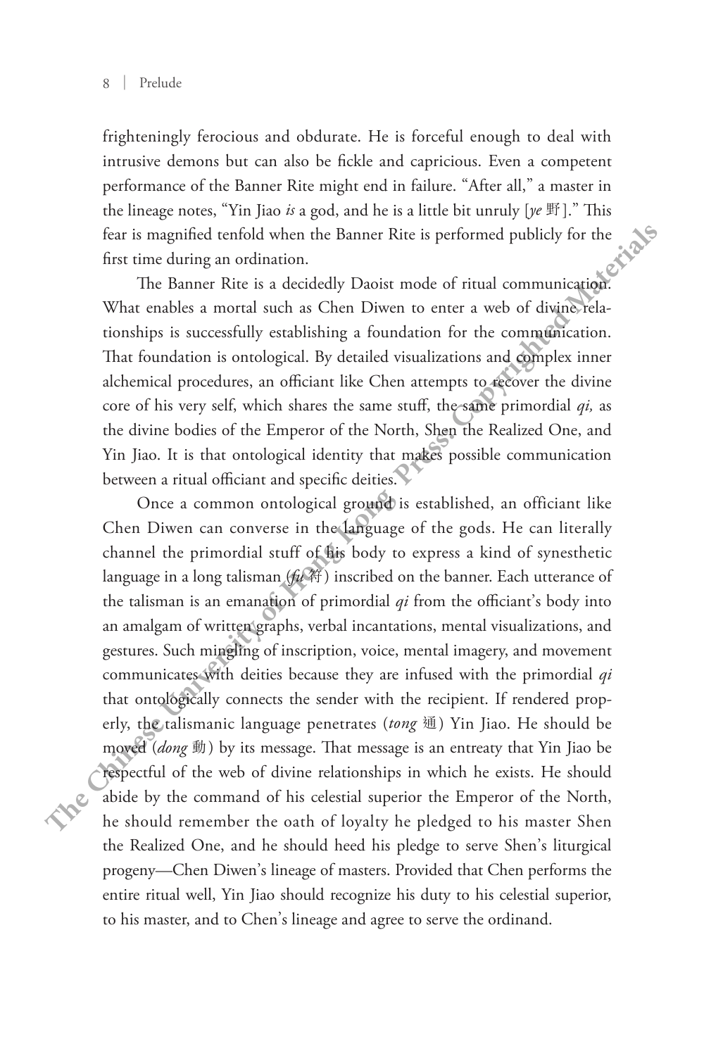frighteningly ferocious and obdurate. He is forceful enough to deal with intrusive demons but can also be fickle and capricious. Even a competent performance of the Banner Rite might end in failure. "After all," a master in the lineage notes, "Yin Jiao *is* a god, and he is a little bit unruly [*ye* 野]." This fear is magnified tenfold when the Banner Rite is performed publicly for the first time during an ordination.

The Banner Rite is a decidedly Daoist mode of ritual communication. What enables a mortal such as Chen Diwen to enter a web of divine relationships is successfully establishing a foundation for the communication. That foundation is ontological. By detailed visualizations and complex inner alchemical procedures, an officiant like Chen attempts to recover the divine core of his very self, which shares the same stuff, the same primordial *qi,* as the divine bodies of the Emperor of the North, Shen the Realized One, and Yin Jiao. It is that ontological identity that makes possible communication between a ritual officiant and specific deities.

Once a common ontological ground is established, an officiant like Chen Diwen can converse in the language of the gods. He can literally channel the primordial stuff of his body to express a kind of synesthetic language in a long talisman (*fu* 符) inscribed on the banner. Each utterance of the talisman is an emanation of primordial *qi* from the officiant's body into an amalgam of written graphs, verbal incantations, mental visualizations, and gestures. Such mingling of inscription, voice, mental imagery, and movement communicates with deities because they are infused with the primordial *qi* that ontologically connects the sender with the recipient. If rendered properly, the talismanic language penetrates (*tong* 通) Yin Jiao. He should be moved (*dong* 動) by its message. That message is an entreaty that Yin Jiao be respectful of the web of divine relationships in which he exists. He should abide by the command of his celestial superior the Emperor of the North, he should remember the oath of loyalty he pledged to his master Shen the Realized One, and he should heed his pledge to serve Shen's liturgical progeny—Chen Diwen's lineage of masters. Provided that Chen performs the entire ritual well, Yin Jiao should recognize his duty to his celestial superior, to his master, and to Chen's lineage and agree to serve the ordinand.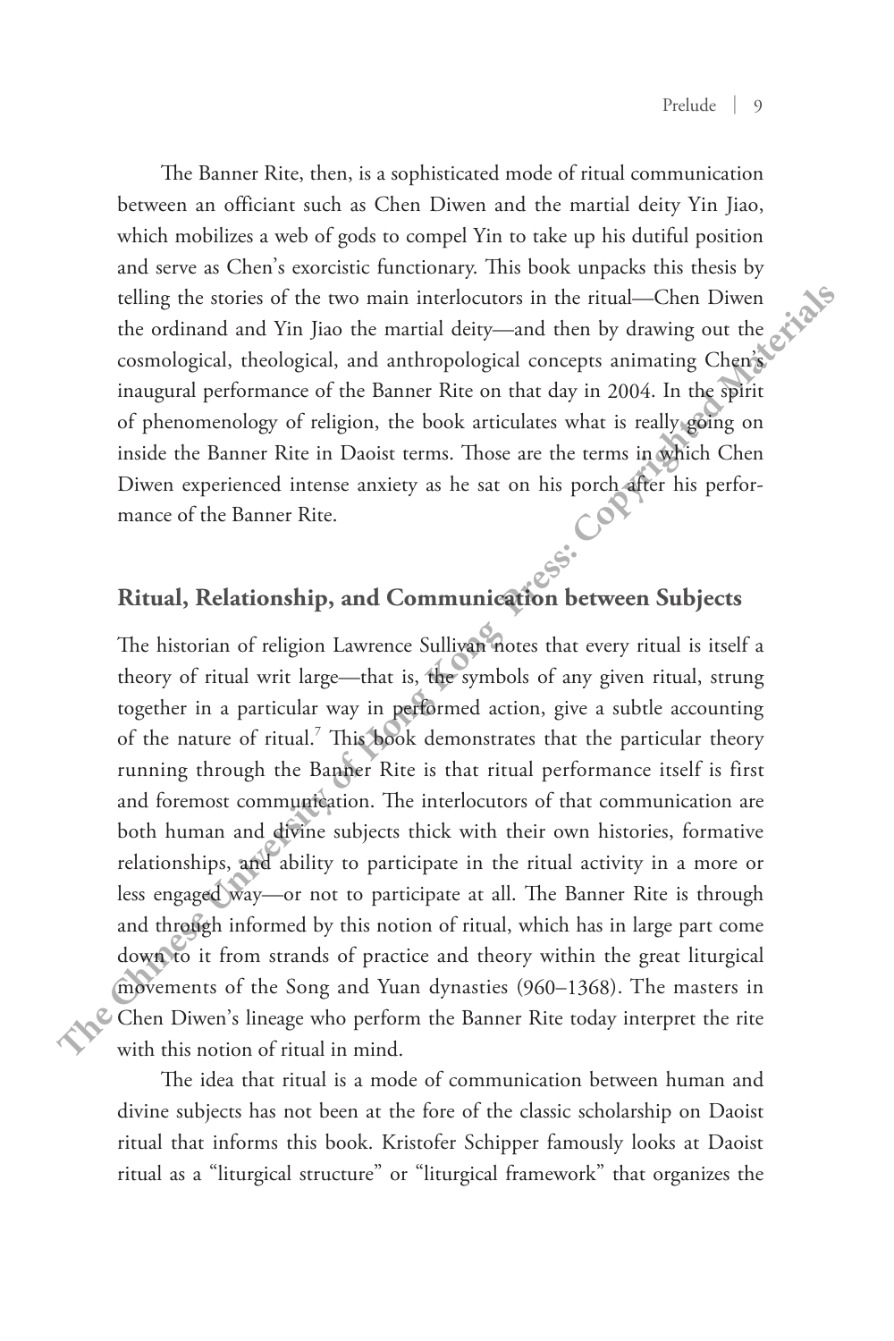The Banner Rite, then, is a sophisticated mode of ritual communication between an officiant such as Chen Diwen and the martial deity Yin Jiao, which mobilizes a web of gods to compel Yin to take up his dutiful position and serve as Chen's exorcistic functionary. This book unpacks this thesis by telling the stories of the two main interlocutors in the ritual—Chen Diwen the ordinand and Yin Jiao the martial deity—and then by drawing out the cosmological, theological, and anthropological concepts animating Chen's inaugural performance of the Banner Rite on that day in 2004. In the spirit of phenomenology of religion, the book articulates what is really going on inside the Banner Rite in Daoist terms. Those are the terms in which Chen Diwen experienced intense anxiety as he sat on his porch after his performance of the Banner Rite.

## Ritual, Relationship, and Communication between Subjects

The historian of religion Lawrence Sullivan notes that every ritual is itself a theory of ritual writ large—that is, the symbols of any given ritual, strung together in a particular way in performed action, give a subtle accounting of the nature of ritual.[7] This book demonstrates that the particular theory running through the Banner Rite is that ritual performance itself is first and foremost communication. The interlocutors of that communication are both human and divine subjects thick with their own histories, formative relationships, and ability to participate in the ritual activity in a more or less engaged way—or not to participate at all. The Banner Rite is through and through informed by this notion of ritual, which has in large part come down to it from strands of practice and theory within the great liturgical movements of the Song and Yuan dynasties (960–1368). The masters in Chen Diwen's lineage who perform the Banner Rite today interpret the rite with this notion of ritual in mind.

The idea that ritual is a mode of communication between human and divine subjects has not been at the fore of the classic scholarship on Daoist ritual that informs this book. Kristofer Schipper famously looks at Daoist ritual as a "liturgical structure" or "liturgical framework" that organizes the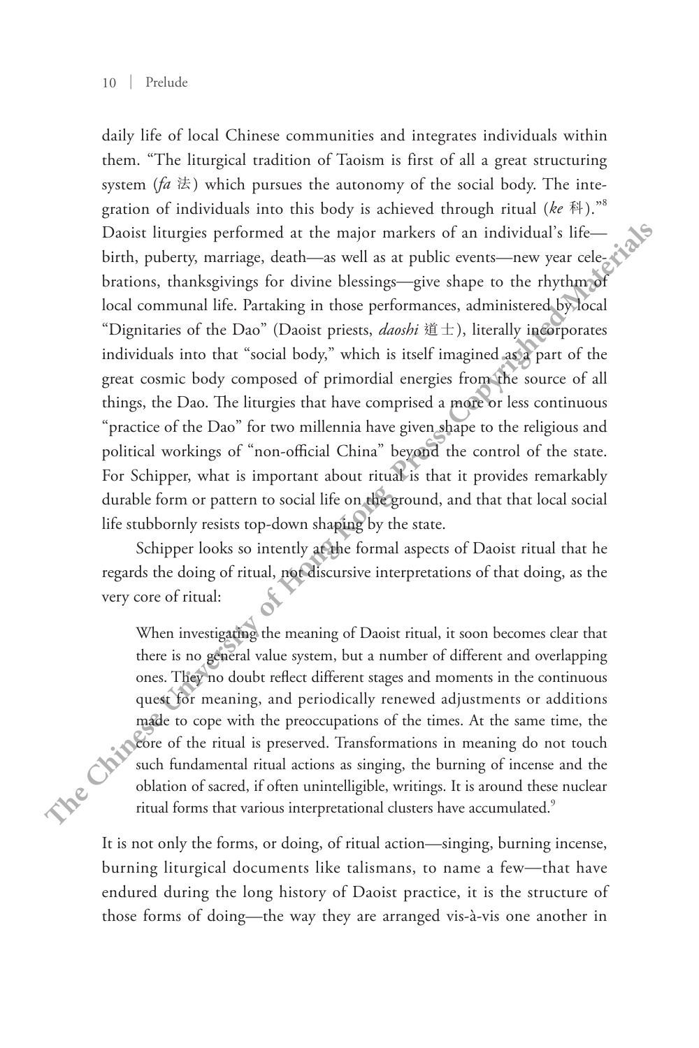daily life of local Chinese communities and integrates individuals within them. "The liturgical tradition of Taoism is first of all a great structuring system (*fa* 法) which pursues the autonomy of the social body. The integration of individuals into this body is achieved through ritual (*ke* 科)."[8] Daoist liturgies performed at the major markers of an individual's life—birth, puberty, marriage, death—as well as at public events—new year celebrations, thanksgivings for divine blessings—give shape to the rhythm of local communal life. Partaking in those performances, administered by local "Dignitaries of the Dao" (Daoist priests, *daoshi* 道士), literally incorporates individuals into that "social body," which is itself imagined as a part of the great cosmic body composed of primordial energies from the source of all things, the Dao. The liturgies that have comprised a more or less continuous "practice of the Dao" for two millennia have given shape to the religious and political workings of "non-official China" beyond the control of the state. For Schipper, what is important about ritual is that it provides remarkably durable form or pattern to social life on the ground, and that that local social life stubbornly resists top-down shaping by the state.

Schipper looks so intently at the formal aspects of Daoist ritual that he regards the doing of ritual, not discursive interpretations of that doing, as the very core of ritual:

> When investigating the meaning of Daoist ritual, it soon becomes clear that there is no general value system, but a number of different and overlapping ones. They no doubt reflect different stages and moments in the continuous quest for meaning, and periodically renewed adjustments or additions made to cope with the preoccupations of the times. At the same time, the core of the ritual is preserved. Transformations in meaning do not touch such fundamental ritual actions as singing, the burning of incense and the oblation of sacred, if often unintelligible, writings. It is around these nuclear ritual forms that various interpretational clusters have accumulated.[9]

It is not only the forms, or doing, of ritual action—singing, burning incense, burning liturgical documents like talismans, to name a few—that have endured during the long history of Daoist practice, it is the structure of those forms of doing—the way they are arranged vis-à-vis one another in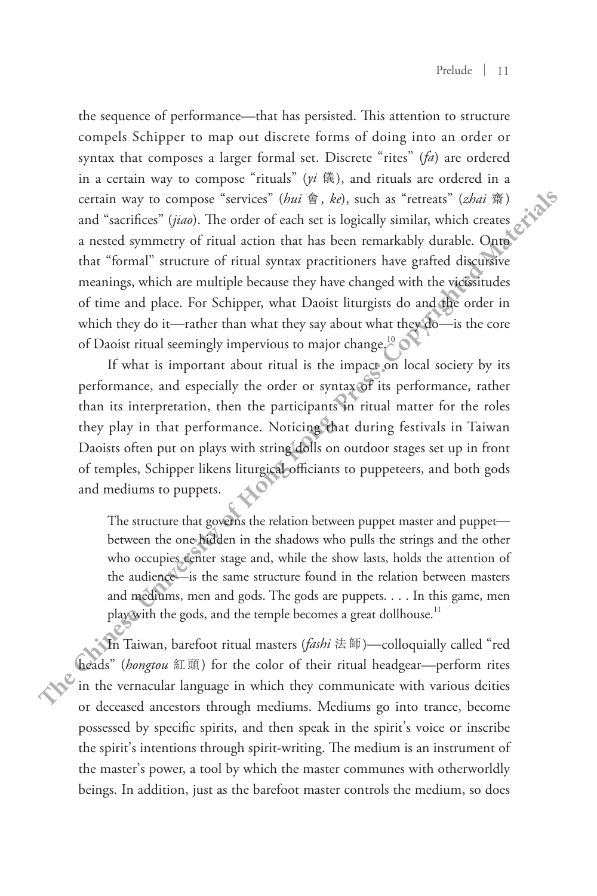the sequence of performance—that has persisted. This attention to structure compels Schipper to map out discrete forms of doing into an order or syntax that composes a larger formal set. Discrete "rites" (*fa*) are ordered in a certain way to compose "rituals" (*yi* 儀), and rituals are ordered in a certain way to compose "services" (*hui* 會, *ke*), such as "retreats" (*zhai* 齋) and "sacrifices" (*jiao*). The order of each set is logically similar, which creates a nested symmetry of ritual action that has been remarkably durable. Onto that "formal" structure of ritual syntax practitioners have grafted discursive meanings, which are multiple because they have changed with the vicissitudes of time and place. For Schipper, what Daoist liturgists do and the order in which they do it—rather than what they say about what they do—is the core of Daoist ritual seemingly impervious to major change.[10]

If what is important about ritual is the impact on local society by its performance, and especially the order or syntax of its performance, rather than its interpretation, then the participants in ritual matter for the roles they play in that performance. Noticing that during festivals in Taiwan Daoists often put on plays with string dolls on outdoor stages set up in front of temples, Schipper likens liturgical officiants to puppeteers, and both gods and mediums to puppets.

> The structure that governs the relation between puppet master and puppet—between the one hidden in the shadows who pulls the strings and the other who occupies center stage and, while the show lasts, holds the attention of the audience—is the same structure found in the relation between masters and mediums, men and gods. The gods are puppets. . . . In this game, men play with the gods, and the temple becomes a great dollhouse.[11]

In Taiwan, barefoot ritual masters (*fashi* 法師)—colloquially called "red heads" (*hongtou* 紅頭) for the color of their ritual headgear—perform rites in the vernacular language in which they communicate with various deities or deceased ancestors through mediums. Mediums go into trance, become possessed by specific spirits, and then speak in the spirit's voice or inscribe the spirit's intentions through spirit-writing. The medium is an instrument of the master's power, a tool by which the master communes with otherworldly beings. In addition, just as the barefoot master controls the medium, so does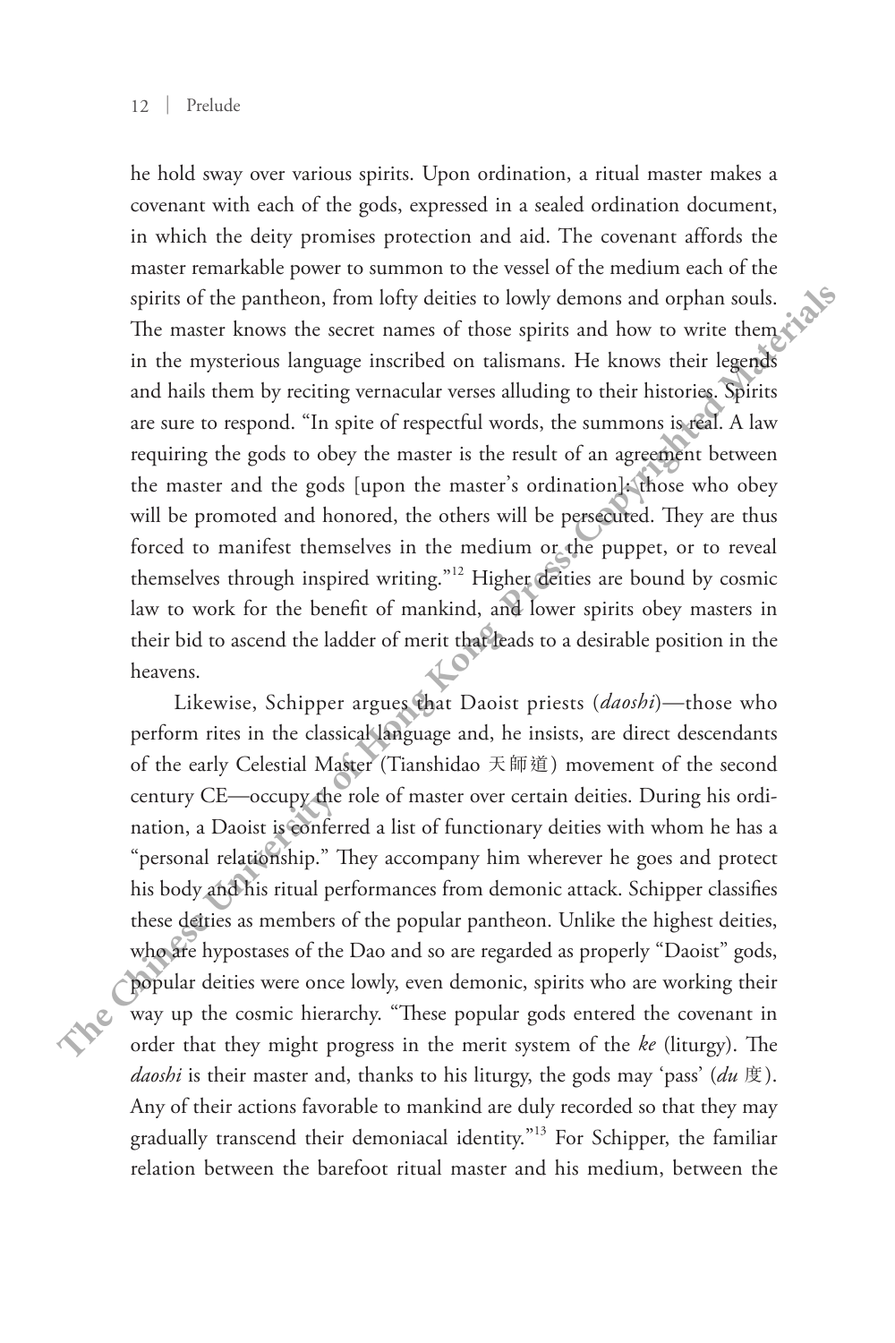he hold sway over various spirits. Upon ordination, a ritual master makes a covenant with each of the gods, expressed in a sealed ordination document, in which the deity promises protection and aid. The covenant affords the master remarkable power to summon to the vessel of the medium each of the spirits of the pantheon, from lofty deities to lowly demons and orphan souls. The master knows the secret names of those spirits and how to write them in the mysterious language inscribed on talismans. He knows their legends and hails them by reciting vernacular verses alluding to their histories. Spirits are sure to respond. "In spite of respectful words, the summons is real. A law requiring the gods to obey the master is the result of an agreement between the master and the gods [upon the master's ordination]; those who obey will be promoted and honored, the others will be persecuted. They are thus forced to manifest themselves in the medium or the puppet, or to reveal themselves through inspired writing."[12] Higher deities are bound by cosmic law to work for the benefit of mankind, and lower spirits obey masters in their bid to ascend the ladder of merit that leads to a desirable position in the heavens.

Likewise, Schipper argues that Daoist priests (*daoshi*)—those who perform rites in the classical language and, he insists, are direct descendants of the early Celestial Master (Tianshidao 天師道) movement of the second century CE—occupy the role of master over certain deities. During his ordination, a Daoist is conferred a list of functionary deities with whom he has a "personal relationship." They accompany him wherever he goes and protect his body and his ritual performances from demonic attack. Schipper classifies these deities as members of the popular pantheon. Unlike the highest deities, who are hypostases of the Dao and so are regarded as properly "Daoist" gods, popular deities were once lowly, even demonic, spirits who are working their way up the cosmic hierarchy. "These popular gods entered the covenant in order that they might progress in the merit system of the *ke* (liturgy). The *daoshi* is their master and, thanks to his liturgy, the gods may 'pass' (*du* 度). Any of their actions favorable to mankind are duly recorded so that they may gradually transcend their demoniacal identity."[13] For Schipper, the familiar relation between the barefoot ritual master and his medium, between the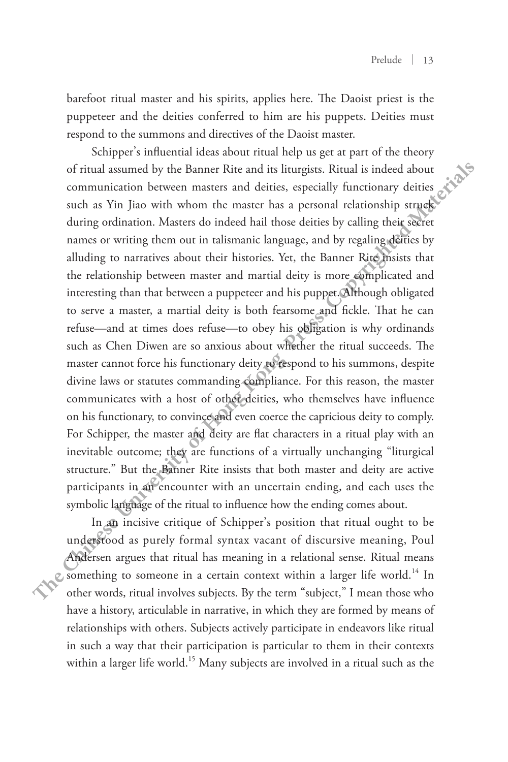barefoot ritual master and his spirits, applies here. The Daoist priest is the puppeteer and the deities conferred to him are his puppets. Deities must respond to the summons and directives of the Daoist master.

Schipper's influential ideas about ritual help us get at part of the theory of ritual assumed by the Banner Rite and its liturgists. Ritual is indeed about communication between masters and deities, especially functionary deities such as Yin Jiao with whom the master has a personal relationship struck during ordination. Masters do indeed hail those deities by calling their secret names or writing them out in talismanic language, and by regaling deities by alluding to narratives about their histories. Yet, the Banner Rite insists that the relationship between master and martial deity is more complicated and interesting than that between a puppeteer and his puppet. Although obligated to serve a master, a martial deity is both fearsome and fickle. That he can refuse—and at times does refuse—to obey his obligation is why ordinands such as Chen Diwen are so anxious about whether the ritual succeeds. The master cannot force his functionary deity to respond to his summons, despite divine laws or statutes commanding compliance. For this reason, the master communicates with a host of other deities, who themselves have influence on his functionary, to convince and even coerce the capricious deity to comply. For Schipper, the master and deity are flat characters in a ritual play with an inevitable outcome; they are functions of a virtually unchanging "liturgical structure." But the Banner Rite insists that both master and deity are active participants in an encounter with an uncertain ending, and each uses the symbolic language of the ritual to influence how the ending comes about.

In an incisive critique of Schipper's position that ritual ought to be understood as purely formal syntax vacant of discursive meaning, Poul Andersen argues that ritual has meaning in a relational sense. Ritual means something to someone in a certain context within a larger life world.[14] In other words, ritual involves subjects. By the term "subject," I mean those who have a history, articulable in narrative, in which they are formed by means of relationships with others. Subjects actively participate in endeavors like ritual in such a way that their participation is particular to them in their contexts within a larger life world.[15] Many subjects are involved in a ritual such as the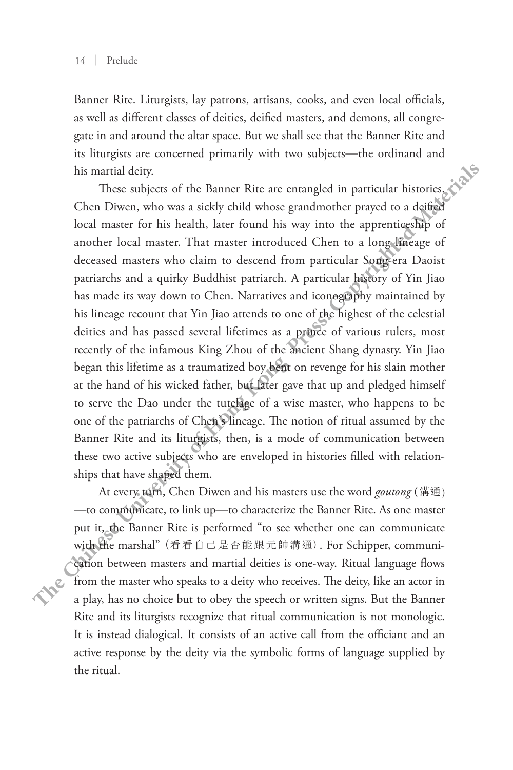Banner Rite. Liturgists, lay patrons, artisans, cooks, and even local officials, as well as different classes of deities, deified masters, and demons, all congregate in and around the altar space. But we shall see that the Banner Rite and its liturgists are concerned primarily with two subjects—the ordinand and his martial deity.

These subjects of the Banner Rite are entangled in particular histories. Chen Diwen, who was a sickly child whose grandmother prayed to a deified local master for his health, later found his way into the apprenticeship of another local master. That master introduced Chen to a long lineage of deceased masters who claim to descend from particular Song-era Daoist patriarchs and a quirky Buddhist patriarch. A particular history of Yin Jiao has made its way down to Chen. Narratives and iconography maintained by his lineage recount that Yin Jiao attends to one of the highest of the celestial deities and has passed several lifetimes as a prince of various rulers, most recently of the infamous King Zhou of the ancient Shang dynasty. Yin Jiao began this lifetime as a traumatized boy bent on revenge for his slain mother at the hand of his wicked father, but later gave that up and pledged himself to serve the Dao under the tutelage of a wise master, who happens to be one of the patriarchs of Chen's lineage. The notion of ritual assumed by the Banner Rite and its liturgists, then, is a mode of communication between these two active subjects who are enveloped in histories filled with relationships that have shaped them.

At every turn, Chen Diwen and his masters use the word *goutong* (溝通)—to communicate, to link up—to characterize the Banner Rite. As one master put it, the Banner Rite is performed "to see whether one can communicate with the marshal" (看看自己是否能跟元帥溝通). For Schipper, communication between masters and martial deities is one-way. Ritual language flows from the master who speaks to a deity who receives. The deity, like an actor in a play, has no choice but to obey the speech or written signs. But the Banner Rite and its liturgists recognize that ritual communication is not monologic. It is instead dialogical. It consists of an active call from the officiant and an active response by the deity via the symbolic forms of language supplied by the ritual.